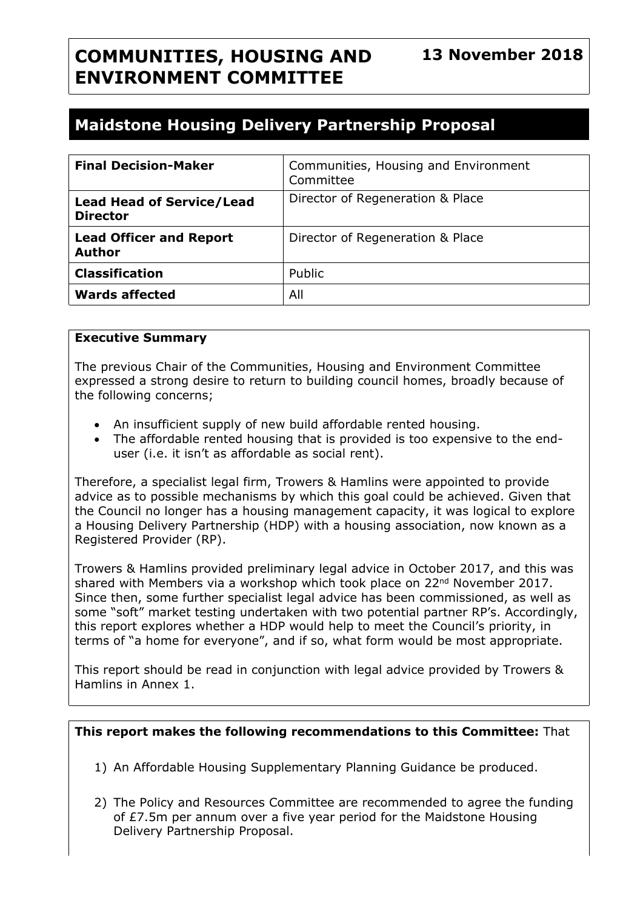# COMMUNITIES, HOUSING AND ENVIRONMENT COMMITTEE

**13 November 2018**

## Maidstone Housing Delivery Partnership Proposal

| | |
|---|---|
| **Final Decision-Maker** | Communities, Housing and Environment Committee |
| **Lead Head of Service/Lead Director** | Director of Regeneration & Place |
| **Lead Officer and Report Author** | Director of Regeneration & Place |
| **Classification** | Public |
| **Wards affected** | All |

### Executive Summary

The previous Chair of the Communities, Housing and Environment Committee expressed a strong desire to return to building council homes, broadly because of the following concerns;

- An insufficient supply of new build affordable rented housing.
- The affordable rented housing that is provided is too expensive to the end-user (i.e. it isn't as affordable as social rent).

Therefore, a specialist legal firm, Trowers & Hamlins were appointed to provide advice as to possible mechanisms by which this goal could be achieved. Given that the Council no longer has a housing management capacity, it was logical to explore a Housing Delivery Partnership (HDP) with a housing association, now known as a Registered Provider (RP).

Trowers & Hamlins provided preliminary legal advice in October 2017, and this was shared with Members via a workshop which took place on 22nd November 2017. Since then, some further specialist legal advice has been commissioned, as well as some "soft" market testing undertaken with two potential partner RP's. Accordingly, this report explores whether a HDP would help to meet the Council's priority, in terms of "a home for everyone", and if so, what form would be most appropriate.

This report should be read in conjunction with legal advice provided by Trowers & Hamlins in Annex 1.

**This report makes the following recommendations to this Committee:** That

1) An Affordable Housing Supplementary Planning Guidance be produced.

2) The Policy and Resources Committee are recommended to agree the funding of £7.5m per annum over a five year period for the Maidstone Housing Delivery Partnership Proposal.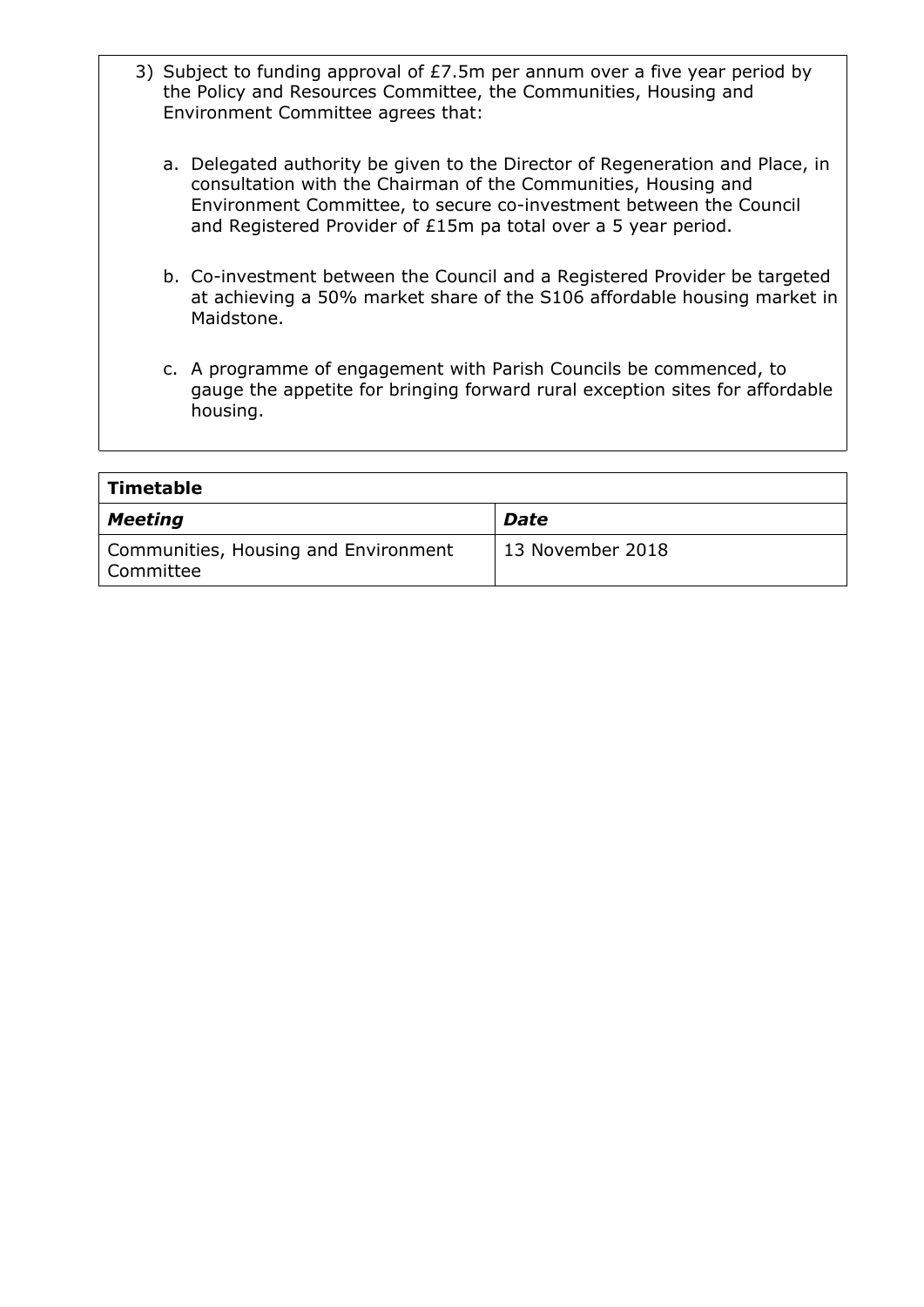3) Subject to funding approval of £7.5m per annum over a five year period by the Policy and Resources Committee, the Communities, Housing and Environment Committee agrees that:

   a. Delegated authority be given to the Director of Regeneration and Place, in consultation with the Chairman of the Communities, Housing and Environment Committee, to secure co-investment between the Council and Registered Provider of £15m pa total over a 5 year period.

   b. Co-investment between the Council and a Registered Provider be targeted at achieving a 50% market share of the S106 affordable housing market in Maidstone.

   c. A programme of engagement with Parish Councils be commenced, to gauge the appetite for bringing forward rural exception sites for affordable housing.

| **Timetable** | |
|---|---|
| ***Meeting*** | ***Date*** |
| Communities, Housing and Environment Committee | 13 November 2018 |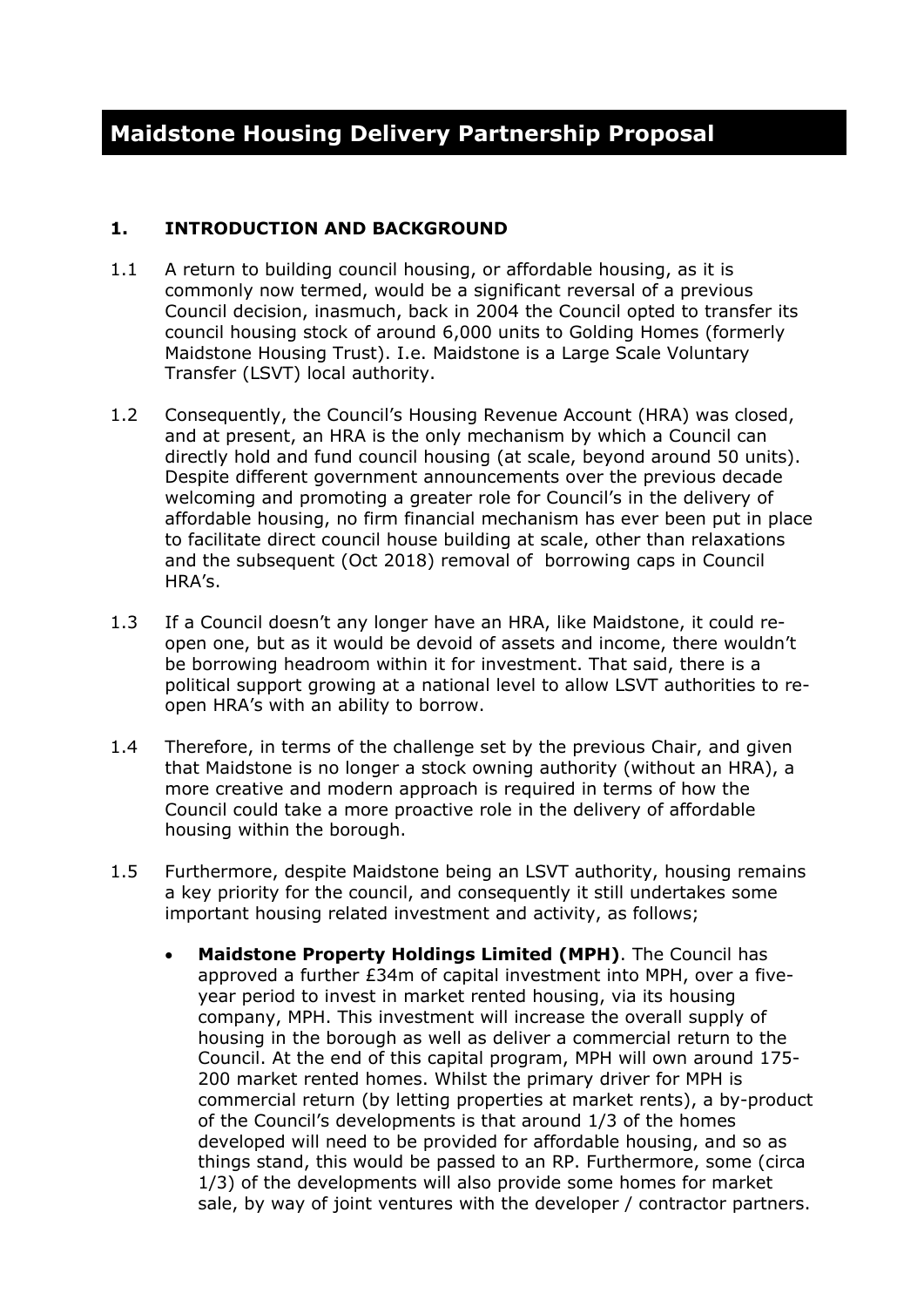# Maidstone Housing Delivery Partnership Proposal

## 1. INTRODUCTION AND BACKGROUND

1.1 A return to building council housing, or affordable housing, as it is commonly now termed, would be a significant reversal of a previous Council decision, inasmuch, back in 2004 the Council opted to transfer its council housing stock of around 6,000 units to Golding Homes (formerly Maidstone Housing Trust). I.e. Maidstone is a Large Scale Voluntary Transfer (LSVT) local authority.

1.2 Consequently, the Council's Housing Revenue Account (HRA) was closed, and at present, an HRA is the only mechanism by which a Council can directly hold and fund council housing (at scale, beyond around 50 units). Despite different government announcements over the previous decade welcoming and promoting a greater role for Council's in the delivery of affordable housing, no firm financial mechanism has ever been put in place to facilitate direct council house building at scale, other than relaxations and the subsequent (Oct 2018) removal of borrowing caps in Council HRA's.

1.3 If a Council doesn't any longer have an HRA, like Maidstone, it could re-open one, but as it would be devoid of assets and income, there wouldn't be borrowing headroom within it for investment. That said, there is a political support growing at a national level to allow LSVT authorities to re-open HRA's with an ability to borrow.

1.4 Therefore, in terms of the challenge set by the previous Chair, and given that Maidstone is no longer a stock owning authority (without an HRA), a more creative and modern approach is required in terms of how the Council could take a more proactive role in the delivery of affordable housing within the borough.

1.5 Furthermore, despite Maidstone being an LSVT authority, housing remains a key priority for the council, and consequently it still undertakes some important housing related investment and activity, as follows;

- **Maidstone Property Holdings Limited (MPH)**. The Council has approved a further £34m of capital investment into MPH, over a five-year period to invest in market rented housing, via its housing company, MPH. This investment will increase the overall supply of housing in the borough as well as deliver a commercial return to the Council. At the end of this capital program, MPH will own around 175-200 market rented homes. Whilst the primary driver for MPH is commercial return (by letting properties at market rents), a by-product of the Council's developments is that around 1/3 of the homes developed will need to be provided for affordable housing, and so as things stand, this would be passed to an RP. Furthermore, some (circa 1/3) of the developments will also provide some homes for market sale, by way of joint ventures with the developer / contractor partners.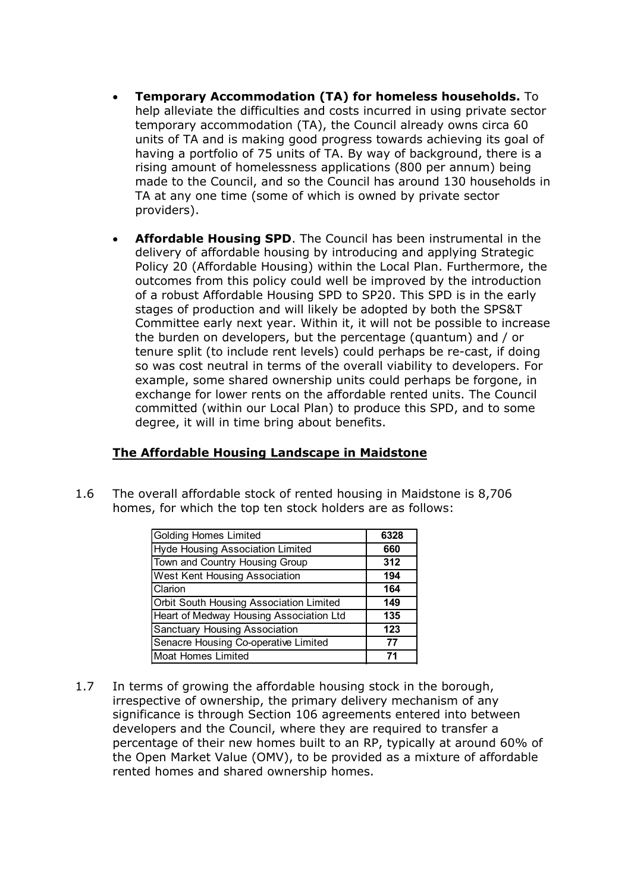- **Temporary Accommodation (TA) for homeless households.** To help alleviate the difficulties and costs incurred in using private sector temporary accommodation (TA), the Council already owns circa 60 units of TA and is making good progress towards achieving its goal of having a portfolio of 75 units of TA. By way of background, there is a rising amount of homelessness applications (800 per annum) being made to the Council, and so the Council has around 130 households in TA at any one time (some of which is owned by private sector providers).

- **Affordable Housing SPD**. The Council has been instrumental in the delivery of affordable housing by introducing and applying Strategic Policy 20 (Affordable Housing) within the Local Plan. Furthermore, the outcomes from this policy could well be improved by the introduction of a robust Affordable Housing SPD to SP20. This SPD is in the early stages of production and will likely be adopted by both the SPS&T Committee early next year. Within it, it will not be possible to increase the burden on developers, but the percentage (quantum) and / or tenure split (to include rent levels) could perhaps be re-cast, if doing so was cost neutral in terms of the overall viability to developers. For example, some shared ownership units could perhaps be forgone, in exchange for lower rents on the affordable rented units. The Council committed (within our Local Plan) to produce this SPD, and to some degree, it will in time bring about benefits.

## The Affordable Housing Landscape in Maidstone

1.6 The overall affordable stock of rented housing in Maidstone is 8,706 homes, for which the top ten stock holders are as follows:

| Stock holder | Homes |
|---|---|
| Golding Homes Limited | **6328** |
| Hyde Housing Association Limited | **660** |
| Town and Country Housing Group | **312** |
| West Kent Housing Association | **194** |
| Clarion | **164** |
| Orbit South Housing Association Limited | **149** |
| Heart of Medway Housing Association Ltd | **135** |
| Sanctuary Housing Association | **123** |
| Senacre Housing Co-operative Limited | **77** |
| Moat Homes Limited | **71** |

1.7 In terms of growing the affordable housing stock in the borough, irrespective of ownership, the primary delivery mechanism of any significance is through Section 106 agreements entered into between developers and the Council, where they are required to transfer a percentage of their new homes built to an RP, typically at around 60% of the Open Market Value (OMV), to be provided as a mixture of affordable rented homes and shared ownership homes.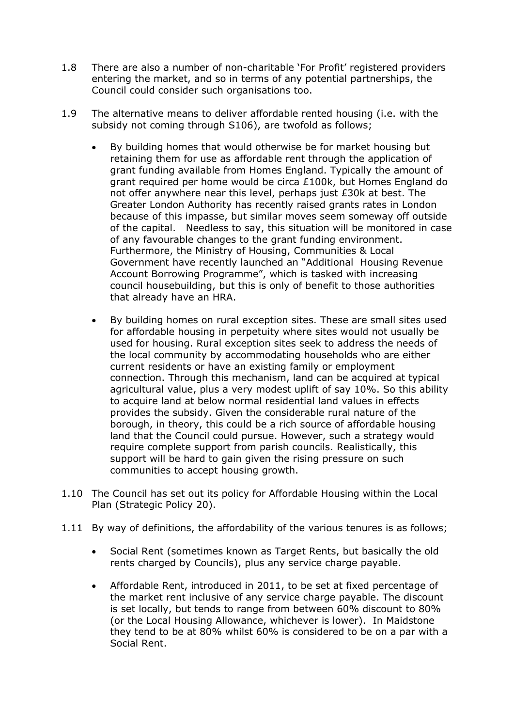1.8 There are also a number of non-charitable 'For Profit' registered providers entering the market, and so in terms of any potential partnerships, the Council could consider such organisations too.

1.9 The alternative means to deliver affordable rented housing (i.e. with the subsidy not coming through S106), are twofold as follows;

- By building homes that would otherwise be for market housing but retaining them for use as affordable rent through the application of grant funding available from Homes England. Typically the amount of grant required per home would be circa £100k, but Homes England do not offer anywhere near this level, perhaps just £30k at best. The Greater London Authority has recently raised grants rates in London because of this impasse, but similar moves seem someway off outside of the capital. Needless to say, this situation will be monitored in case of any favourable changes to the grant funding environment. Furthermore, the Ministry of Housing, Communities & Local Government have recently launched an "Additional Housing Revenue Account Borrowing Programme", which is tasked with increasing council housebuilding, but this is only of benefit to those authorities that already have an HRA.

- By building homes on rural exception sites. These are small sites used for affordable housing in perpetuity where sites would not usually be used for housing. Rural exception sites seek to address the needs of the local community by accommodating households who are either current residents or have an existing family or employment connection. Through this mechanism, land can be acquired at typical agricultural value, plus a very modest uplift of say 10%. So this ability to acquire land at below normal residential land values in effects provides the subsidy. Given the considerable rural nature of the borough, in theory, this could be a rich source of affordable housing land that the Council could pursue. However, such a strategy would require complete support from parish councils. Realistically, this support will be hard to gain given the rising pressure on such communities to accept housing growth.

1.10 The Council has set out its policy for Affordable Housing within the Local Plan (Strategic Policy 20).

1.11 By way of definitions, the affordability of the various tenures is as follows;

- Social Rent (sometimes known as Target Rents, but basically the old rents charged by Councils), plus any service charge payable.

- Affordable Rent, introduced in 2011, to be set at fixed percentage of the market rent inclusive of any service charge payable. The discount is set locally, but tends to range from between 60% discount to 80% (or the Local Housing Allowance, whichever is lower). In Maidstone they tend to be at 80% whilst 60% is considered to be on a par with a Social Rent.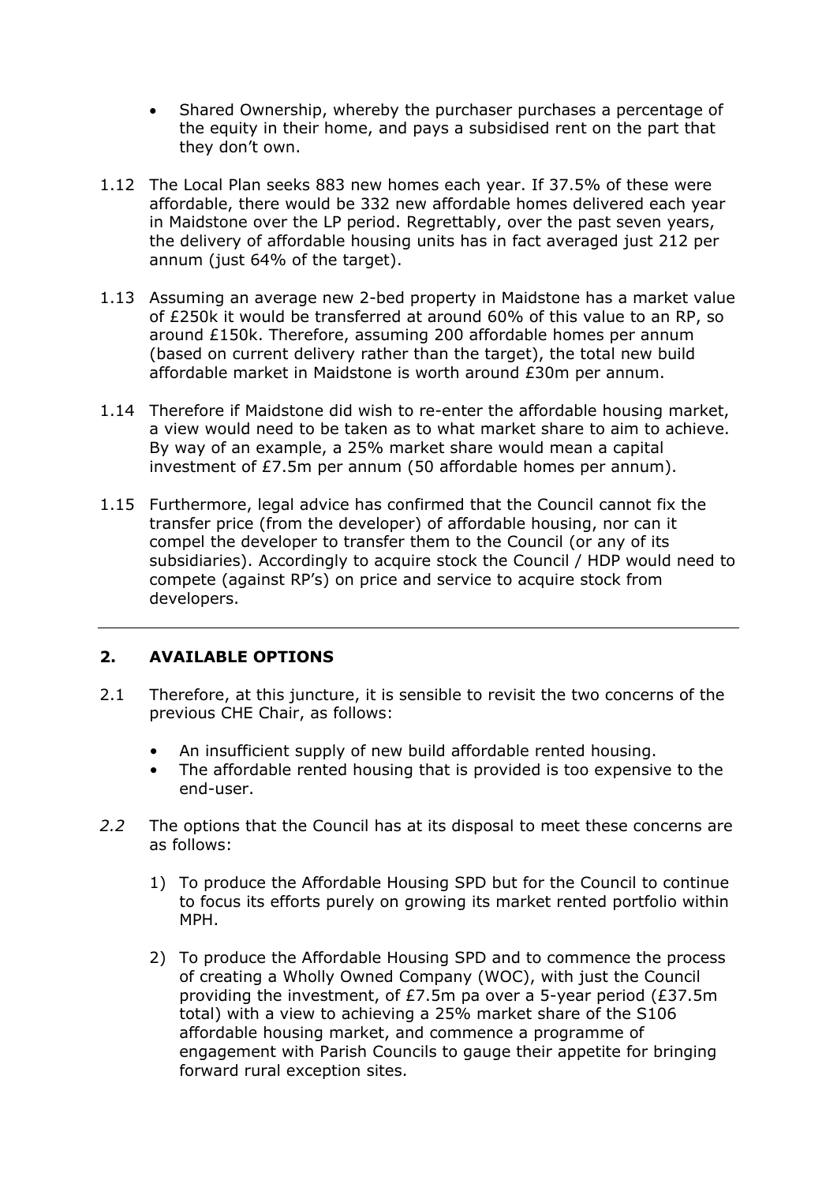- Shared Ownership, whereby the purchaser purchases a percentage of the equity in their home, and pays a subsidised rent on the part that they don't own.

1.12 The Local Plan seeks 883 new homes each year. If 37.5% of these were affordable, there would be 332 new affordable homes delivered each year in Maidstone over the LP period. Regrettably, over the past seven years, the delivery of affordable housing units has in fact averaged just 212 per annum (just 64% of the target).

1.13 Assuming an average new 2-bed property in Maidstone has a market value of £250k it would be transferred at around 60% of this value to an RP, so around £150k. Therefore, assuming 200 affordable homes per annum (based on current delivery rather than the target), the total new build affordable market in Maidstone is worth around £30m per annum.

1.14 Therefore if Maidstone did wish to re-enter the affordable housing market, a view would need to be taken as to what market share to aim to achieve. By way of an example, a 25% market share would mean a capital investment of £7.5m per annum (50 affordable homes per annum).

1.15 Furthermore, legal advice has confirmed that the Council cannot fix the transfer price (from the developer) of affordable housing, nor can it compel the developer to transfer them to the Council (or any of its subsidiaries). Accordingly to acquire stock the Council / HDP would need to compete (against RP's) on price and service to acquire stock from developers.

---

## 2. AVAILABLE OPTIONS

2.1 Therefore, at this juncture, it is sensible to revisit the two concerns of the previous CHE Chair, as follows:

- An insufficient supply of new build affordable rented housing.
- The affordable rented housing that is provided is too expensive to the end-user.

*2.2* The options that the Council has at its disposal to meet these concerns are as follows:

1) To produce the Affordable Housing SPD but for the Council to continue to focus its efforts purely on growing its market rented portfolio within MPH.

2) To produce the Affordable Housing SPD and to commence the process of creating a Wholly Owned Company (WOC), with just the Council providing the investment, of £7.5m pa over a 5-year period (£37.5m total) with a view to achieving a 25% market share of the S106 affordable housing market, and commence a programme of engagement with Parish Councils to gauge their appetite for bringing forward rural exception sites.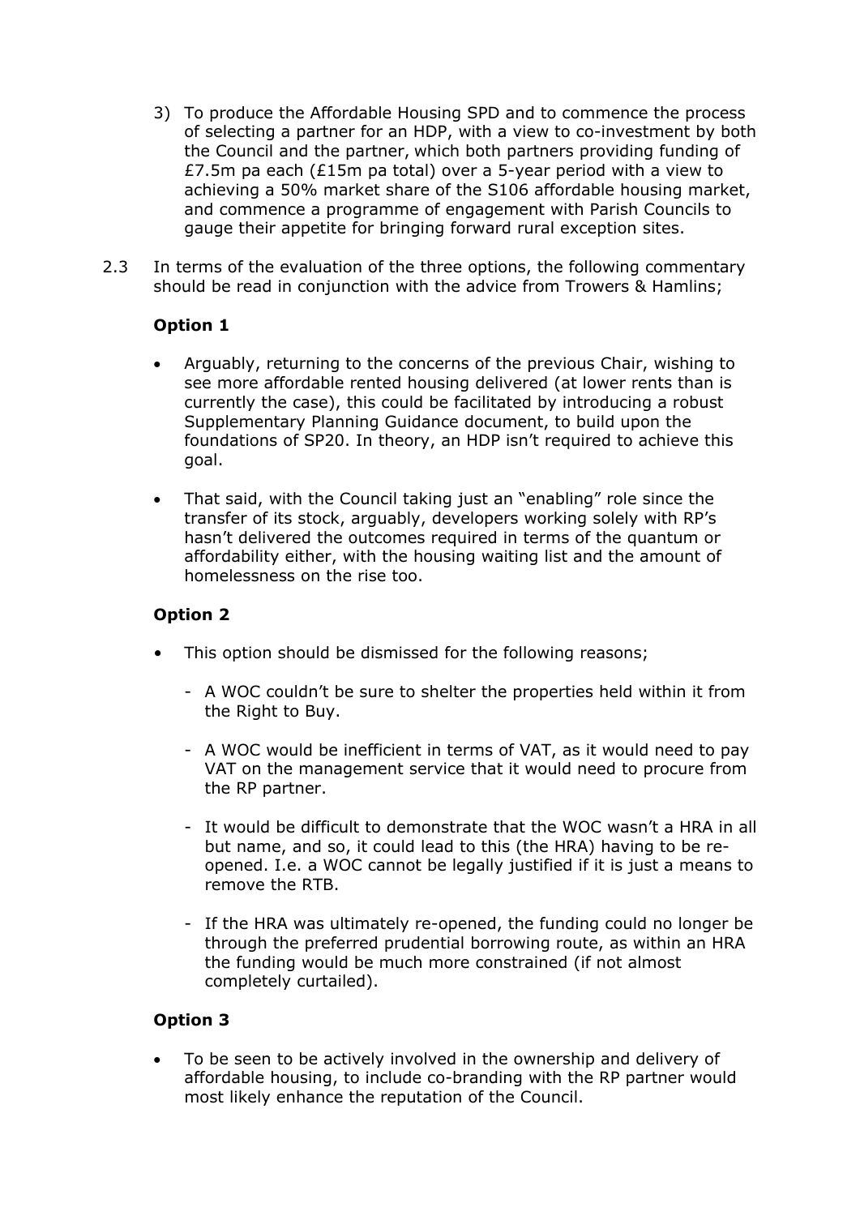3) To produce the Affordable Housing SPD and to commence the process of selecting a partner for an HDP, with a view to co-investment by both the Council and the partner, which both partners providing funding of £7.5m pa each (£15m pa total) over a 5-year period with a view to achieving a 50% market share of the S106 affordable housing market, and commence a programme of engagement with Parish Councils to gauge their appetite for bringing forward rural exception sites.

2.3 In terms of the evaluation of the three options, the following commentary should be read in conjunction with the advice from Trowers & Hamlins;

**Option 1**

- Arguably, returning to the concerns of the previous Chair, wishing to see more affordable rented housing delivered (at lower rents than is currently the case), this could be facilitated by introducing a robust Supplementary Planning Guidance document, to build upon the foundations of SP20. In theory, an HDP isn't required to achieve this goal.
- That said, with the Council taking just an "enabling" role since the transfer of its stock, arguably, developers working solely with RP's hasn't delivered the outcomes required in terms of the quantum or affordability either, with the housing waiting list and the amount of homelessness on the rise too.

**Option 2**

- This option should be dismissed for the following reasons;
  - A WOC couldn't be sure to shelter the properties held within it from the Right to Buy.
  - A WOC would be inefficient in terms of VAT, as it would need to pay VAT on the management service that it would need to procure from the RP partner.
  - It would be difficult to demonstrate that the WOC wasn't a HRA in all but name, and so, it could lead to this (the HRA) having to be re-opened. I.e. a WOC cannot be legally justified if it is just a means to remove the RTB.
  - If the HRA was ultimately re-opened, the funding could no longer be through the preferred prudential borrowing route, as within an HRA the funding would be much more constrained (if not almost completely curtailed).

**Option 3**

- To be seen to be actively involved in the ownership and delivery of affordable housing, to include co-branding with the RP partner would most likely enhance the reputation of the Council.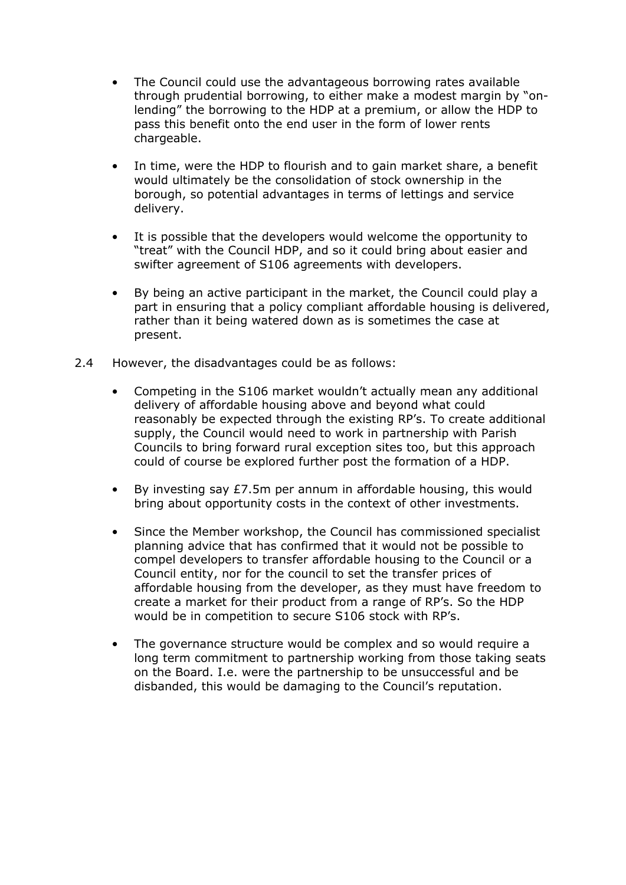- The Council could use the advantageous borrowing rates available through prudential borrowing, to either make a modest margin by "on-lending" the borrowing to the HDP at a premium, or allow the HDP to pass this benefit onto the end user in the form of lower rents chargeable.

- In time, were the HDP to flourish and to gain market share, a benefit would ultimately be the consolidation of stock ownership in the borough, so potential advantages in terms of lettings and service delivery.

- It is possible that the developers would welcome the opportunity to "treat" with the Council HDP, and so it could bring about easier and swifter agreement of S106 agreements with developers.

- By being an active participant in the market, the Council could play a part in ensuring that a policy compliant affordable housing is delivered, rather than it being watered down as is sometimes the case at present.

2.4 However, the disadvantages could be as follows:

- Competing in the S106 market wouldn't actually mean any additional delivery of affordable housing above and beyond what could reasonably be expected through the existing RP's. To create additional supply, the Council would need to work in partnership with Parish Councils to bring forward rural exception sites too, but this approach could of course be explored further post the formation of a HDP.

- By investing say £7.5m per annum in affordable housing, this would bring about opportunity costs in the context of other investments.

- Since the Member workshop, the Council has commissioned specialist planning advice that has confirmed that it would not be possible to compel developers to transfer affordable housing to the Council or a Council entity, nor for the council to set the transfer prices of affordable housing from the developer, as they must have freedom to create a market for their product from a range of RP's. So the HDP would be in competition to secure S106 stock with RP's.

- The governance structure would be complex and so would require a long term commitment to partnership working from those taking seats on the Board. I.e. were the partnership to be unsuccessful and be disbanded, this would be damaging to the Council's reputation.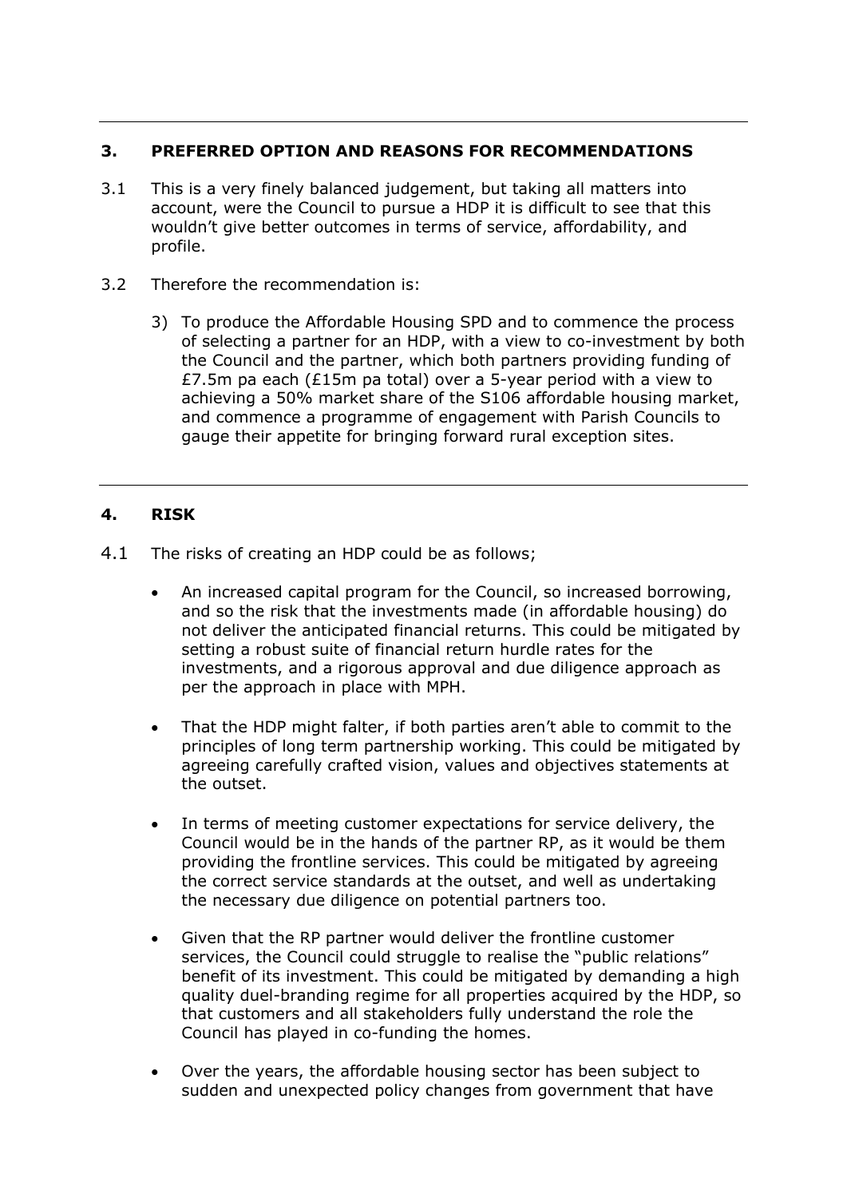## 3. PREFERRED OPTION AND REASONS FOR RECOMMENDATIONS

3.1 This is a very finely balanced judgement, but taking all matters into account, were the Council to pursue a HDP it is difficult to see that this wouldn't give better outcomes in terms of service, affordability, and profile.

3.2 Therefore the recommendation is:

3) To produce the Affordable Housing SPD and to commence the process of selecting a partner for an HDP, with a view to co-investment by both the Council and the partner, which both partners providing funding of £7.5m pa each (£15m pa total) over a 5-year period with a view to achieving a 50% market share of the S106 affordable housing market, and commence a programme of engagement with Parish Councils to gauge their appetite for bringing forward rural exception sites.

## 4. RISK

4.1 The risks of creating an HDP could be as follows;

- An increased capital program for the Council, so increased borrowing, and so the risk that the investments made (in affordable housing) do not deliver the anticipated financial returns. This could be mitigated by setting a robust suite of financial return hurdle rates for the investments, and a rigorous approval and due diligence approach as per the approach in place with MPH.
- That the HDP might falter, if both parties aren't able to commit to the principles of long term partnership working. This could be mitigated by agreeing carefully crafted vision, values and objectives statements at the outset.
- In terms of meeting customer expectations for service delivery, the Council would be in the hands of the partner RP, as it would be them providing the frontline services. This could be mitigated by agreeing the correct service standards at the outset, and well as undertaking the necessary due diligence on potential partners too.
- Given that the RP partner would deliver the frontline customer services, the Council could struggle to realise the "public relations" benefit of its investment. This could be mitigated by demanding a high quality duel-branding regime for all properties acquired by the HDP, so that customers and all stakeholders fully understand the role the Council has played in co-funding the homes.
- Over the years, the affordable housing sector has been subject to sudden and unexpected policy changes from government that have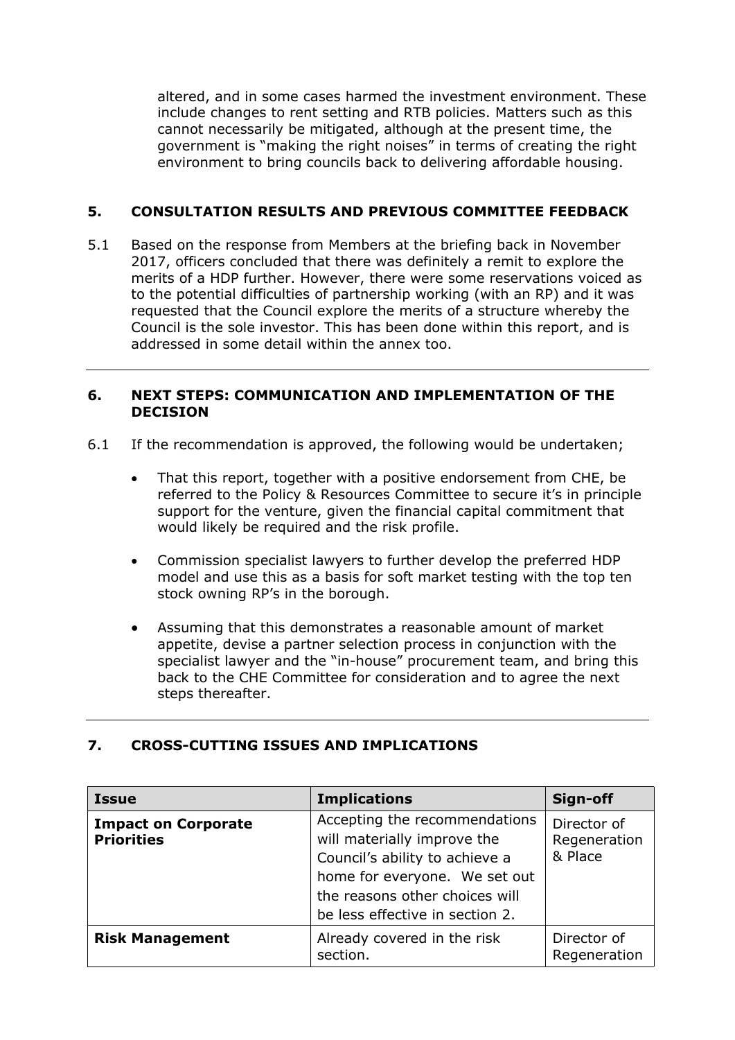altered, and in some cases harmed the investment environment. These include changes to rent setting and RTB policies. Matters such as this cannot necessarily be mitigated, although at the present time, the government is "making the right noises" in terms of creating the right environment to bring councils back to delivering affordable housing.

## 5. CONSULTATION RESULTS AND PREVIOUS COMMITTEE FEEDBACK

5.1 Based on the response from Members at the briefing back in November 2017, officers concluded that there was definitely a remit to explore the merits of a HDP further. However, there were some reservations voiced as to the potential difficulties of partnership working (with an RP) and it was requested that the Council explore the merits of a structure whereby the Council is the sole investor. This has been done within this report, and is addressed in some detail within the annex too.

## 6. NEXT STEPS: COMMUNICATION AND IMPLEMENTATION OF THE DECISION

6.1 If the recommendation is approved, the following would be undertaken;

- That this report, together with a positive endorsement from CHE, be referred to the Policy & Resources Committee to secure it's in principle support for the venture, given the financial capital commitment that would likely be required and the risk profile.
- Commission specialist lawyers to further develop the preferred HDP model and use this as a basis for soft market testing with the top ten stock owning RP's in the borough.
- Assuming that this demonstrates a reasonable amount of market appetite, devise a partner selection process in conjunction with the specialist lawyer and the "in-house" procurement team, and bring this back to the CHE Committee for consideration and to agree the next steps thereafter.

## 7. CROSS-CUTTING ISSUES AND IMPLICATIONS

| Issue | Implications | Sign-off |
|---|---|---|
| **Impact on Corporate Priorities** | Accepting the recommendations will materially improve the Council's ability to achieve a home for everyone. We set out the reasons other choices will be less effective in section 2. | Director of Regeneration & Place |
| **Risk Management** | Already covered in the risk section. | Director of Regeneration |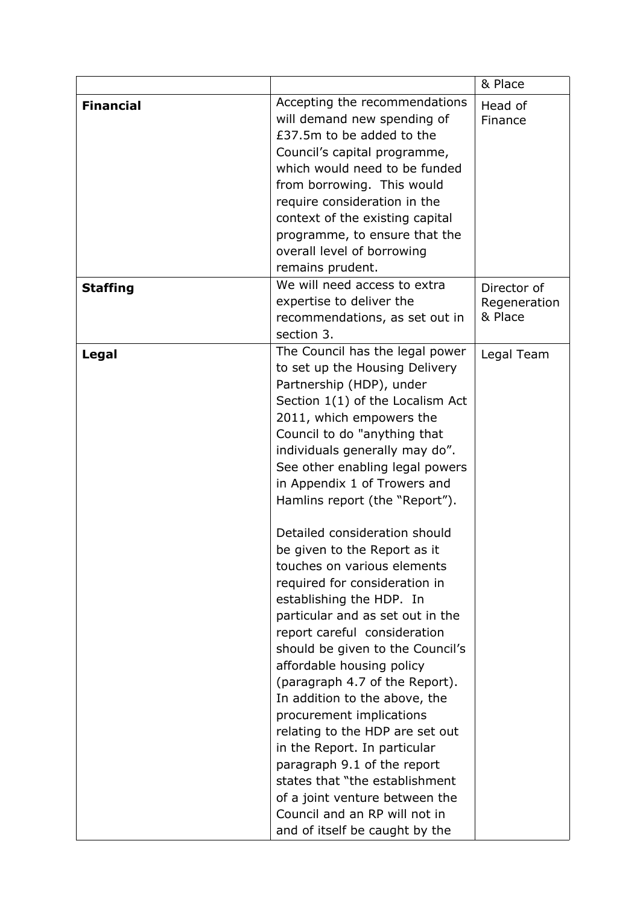| | | & Place |
|---|---|---|
| **Financial** | Accepting the recommendations will demand new spending of £37.5m to be added to the Council's capital programme, which would need to be funded from borrowing. This would require consideration in the context of the existing capital programme, to ensure that the overall level of borrowing remains prudent. | Head of Finance |
| **Staffing** | We will need access to extra expertise to deliver the recommendations, as set out in section 3. | Director of Regeneration & Place |
| **Legal** | The Council has the legal power to set up the Housing Delivery Partnership (HDP), under Section 1(1) of the Localism Act 2011, which empowers the Council to do "anything that individuals generally may do". See other enabling legal powers in Appendix 1 of Trowers and Hamlins report (the "Report").<br><br>Detailed consideration should be given to the Report as it touches on various elements required for consideration in establishing the HDP. In particular and as set out in the report careful consideration should be given to the Council's affordable housing policy (paragraph 4.7 of the Report). In addition to the above, the procurement implications relating to the HDP are set out in the Report. In particular paragraph 9.1 of the report states that "the establishment of a joint venture between the Council and an RP will not in and of itself be caught by the | Legal Team |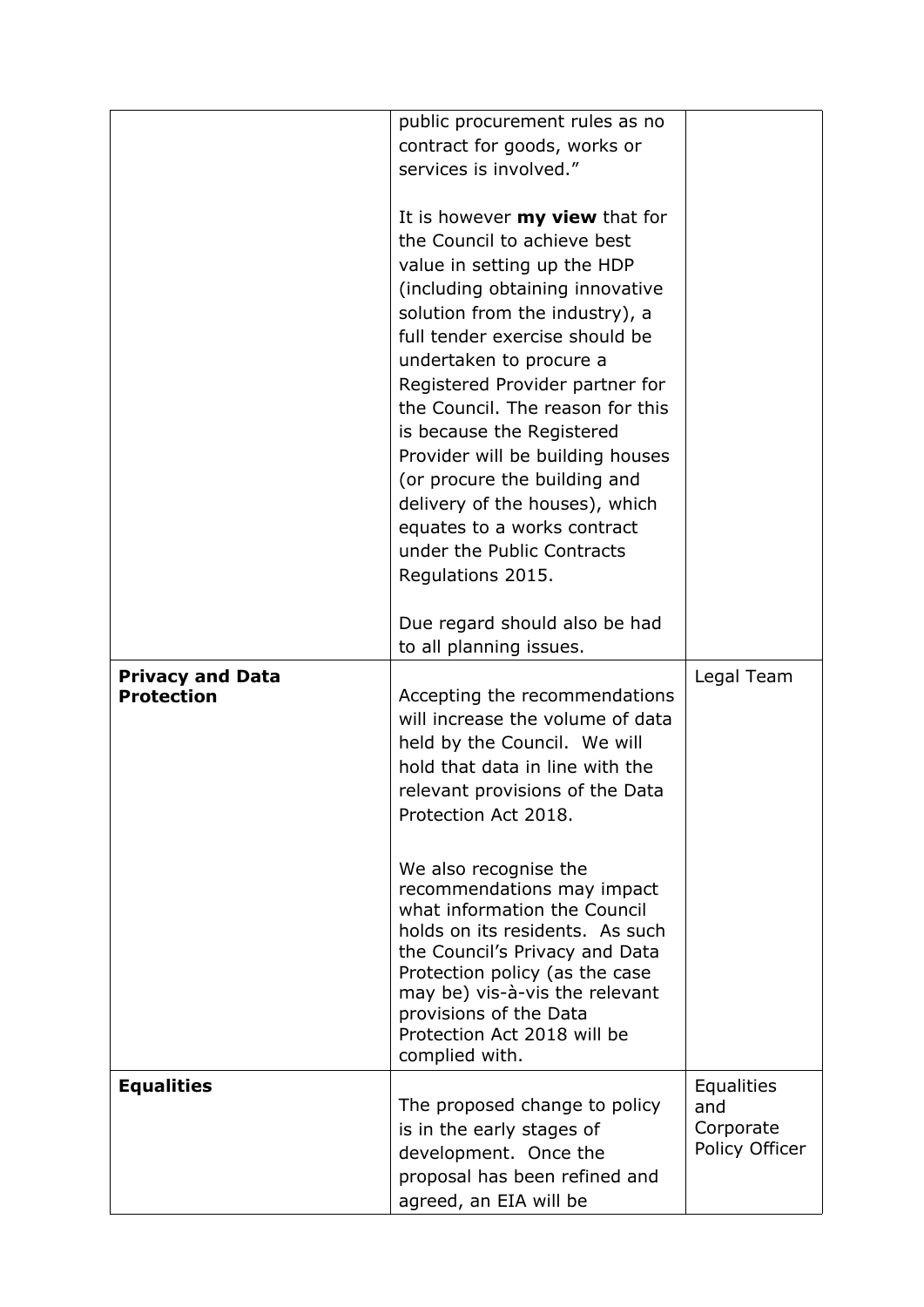|  |  |  |
|---|---|---|
|  | public procurement rules as no contract for goods, works or services is involved."<br><br>It is however **my view** that for the Council to achieve best value in setting up the HDP (including obtaining innovative solution from the industry), a full tender exercise should be undertaken to procure a Registered Provider partner for the Council. The reason for this is because the Registered Provider will be building houses (or procure the building and delivery of the houses), which equates to a works contract under the Public Contracts Regulations 2015.<br><br>Due regard should also be had to all planning issues. |  |
| **Privacy and Data Protection** | Accepting the recommendations will increase the volume of data held by the Council. We will hold that data in line with the relevant provisions of the Data Protection Act 2018.<br><br>We also recognise the recommendations may impact what information the Council holds on its residents. As such the Council's Privacy and Data Protection policy (as the case may be) vis-à-vis the relevant provisions of the Data Protection Act 2018 will be complied with. | Legal Team |
| **Equalities** | The proposed change to policy is in the early stages of development. Once the proposal has been refined and agreed, an EIA will be | Equalities and Corporate Policy Officer |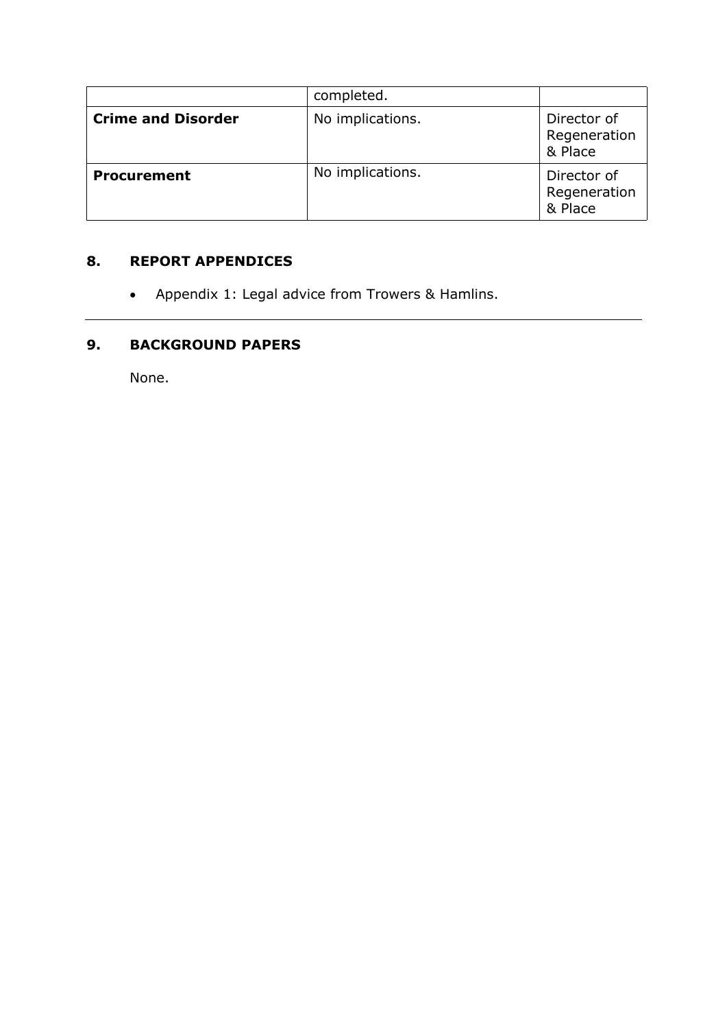| | | |
|---|---|---|
| | completed. | |
| **Crime and Disorder** | No implications. | Director of Regeneration & Place |
| **Procurement** | No implications. | Director of Regeneration & Place |

## 8. REPORT APPENDICES

- Appendix 1: Legal advice from Trowers & Hamlins.

---

## 9. BACKGROUND PAPERS

None.